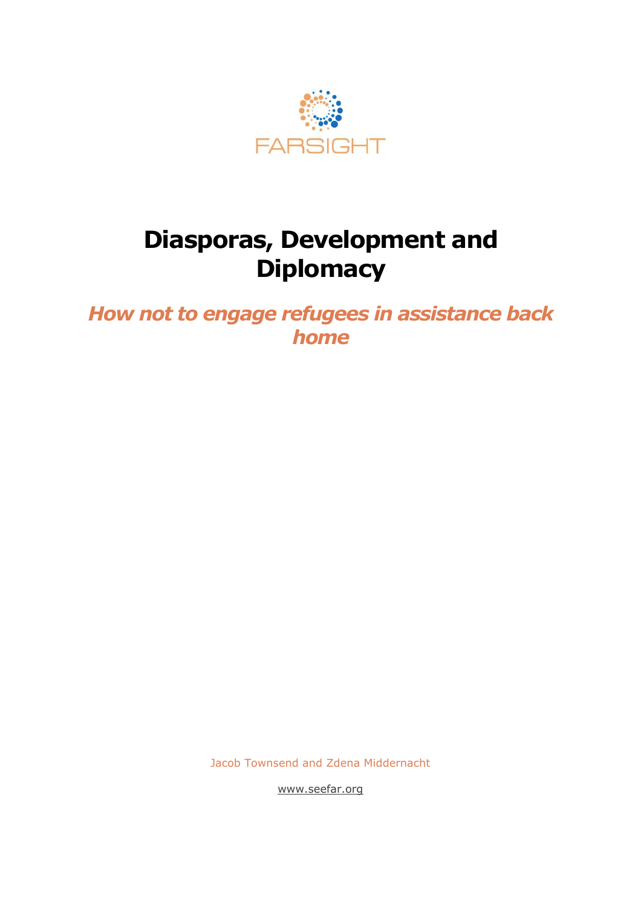FARSIGHT

# Diasporas, Development and Diplomacy

## *How not to engage refugees in assistance back home*

Jacob Townsend and Zdena Middernacht

www.seefar.org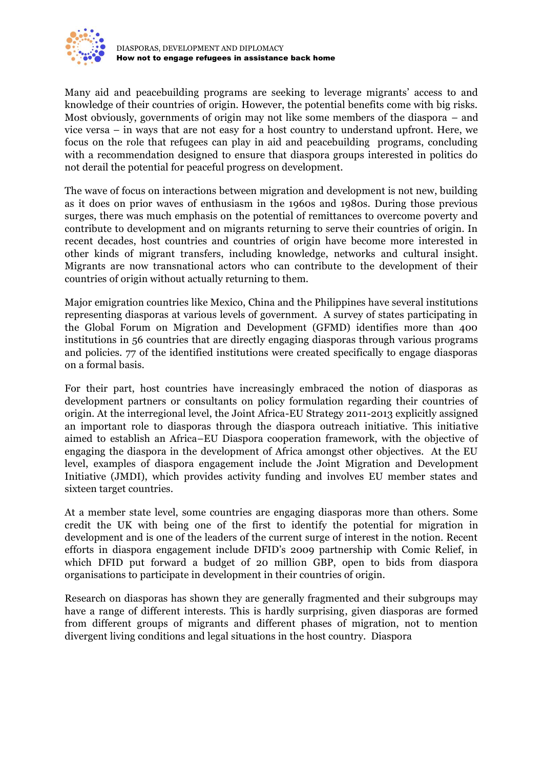Many aid and peacebuilding programs are seeking to leverage migrants' access to and knowledge of their countries of origin. However, the potential benefits come with big risks. Most obviously, governments of origin may not like some members of the diaspora – and vice versa – in ways that are not easy for a host country to understand upfront. Here, we focus on the role that refugees can play in aid and peacebuilding programs, concluding with a recommendation designed to ensure that diaspora groups interested in politics do not derail the potential for peaceful progress on development.

The wave of focus on interactions between migration and development is not new, building as it does on prior waves of enthusiasm in the 1960s and 1980s. During those previous surges, there was much emphasis on the potential of remittances to overcome poverty and contribute to development and on migrants returning to serve their countries of origin. In recent decades, host countries and countries of origin have become more interested in other kinds of migrant transfers, including knowledge, networks and cultural insight. Migrants are now transnational actors who can contribute to the development of their countries of origin without actually returning to them.

Major emigration countries like Mexico, China and the Philippines have several institutions representing diasporas at various levels of government. A survey of states participating in the Global Forum on Migration and Development (GFMD) identifies more than 400 institutions in 56 countries that are directly engaging diasporas through various programs and policies. 77 of the identified institutions were created specifically to engage diasporas on a formal basis.

For their part, host countries have increasingly embraced the notion of diasporas as development partners or consultants on policy formulation regarding their countries of origin. At the interregional level, the Joint Africa-EU Strategy 2011-2013 explicitly assigned an important role to diasporas through the diaspora outreach initiative. This initiative aimed to establish an Africa–EU Diaspora cooperation framework, with the objective of engaging the diaspora in the development of Africa amongst other objectives. At the EU level, examples of diaspora engagement include the Joint Migration and Development Initiative (JMDI), which provides activity funding and involves EU member states and sixteen target countries.

At a member state level, some countries are engaging diasporas more than others. Some credit the UK with being one of the first to identify the potential for migration in development and is one of the leaders of the current surge of interest in the notion. Recent efforts in diaspora engagement include DFID's 2009 partnership with Comic Relief, in which DFID put forward a budget of 20 million GBP, open to bids from diaspora organisations to participate in development in their countries of origin.

Research on diasporas has shown they are generally fragmented and their subgroups may have a range of different interests. This is hardly surprising, given diasporas are formed from different groups of migrants and different phases of migration, not to mention divergent living conditions and legal situations in the host country. Diaspora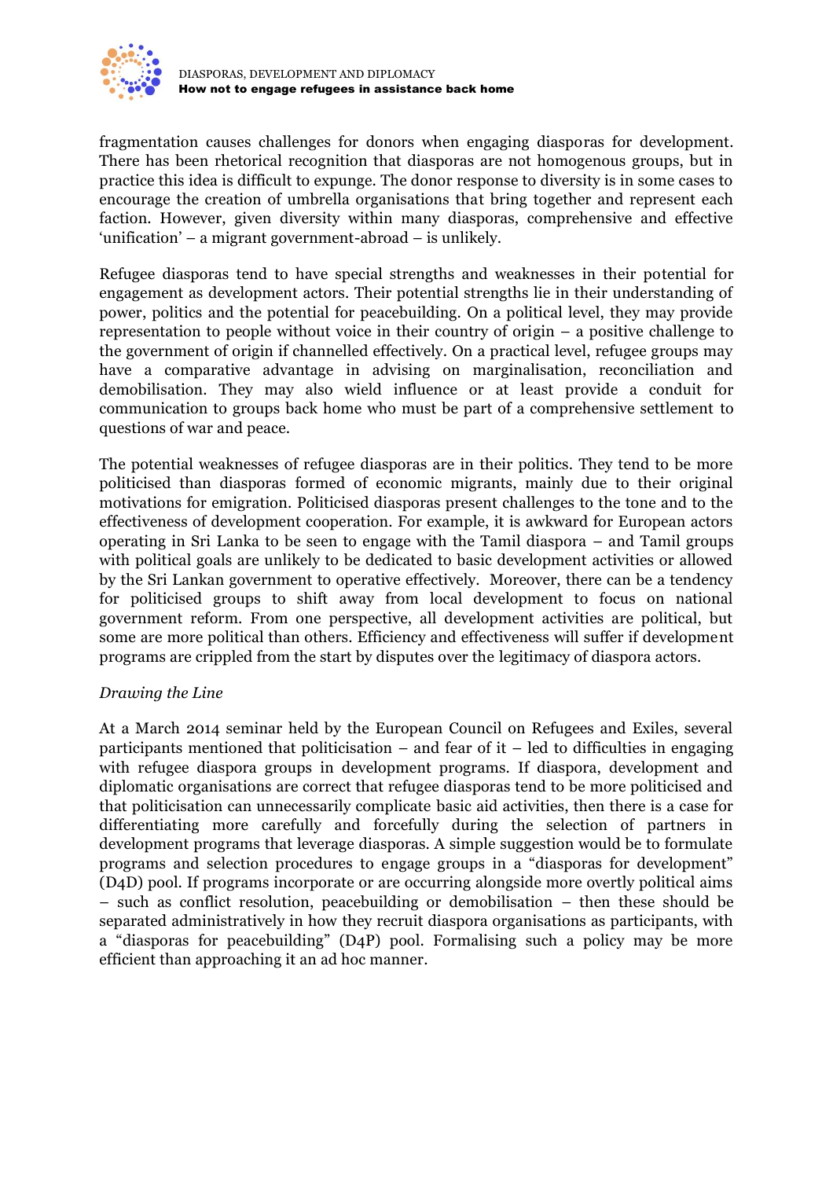fragmentation causes challenges for donors when engaging diasporas for development. There has been rhetorical recognition that diasporas are not homogenous groups, but in practice this idea is difficult to expunge. The donor response to diversity is in some cases to encourage the creation of umbrella organisations that bring together and represent each faction. However, given diversity within many diasporas, comprehensive and effective 'unification' – a migrant government-abroad – is unlikely.

Refugee diasporas tend to have special strengths and weaknesses in their potential for engagement as development actors. Their potential strengths lie in their understanding of power, politics and the potential for peacebuilding. On a political level, they may provide representation to people without voice in their country of origin – a positive challenge to the government of origin if channelled effectively. On a practical level, refugee groups may have a comparative advantage in advising on marginalisation, reconciliation and demobilisation. They may also wield influence or at least provide a conduit for communication to groups back home who must be part of a comprehensive settlement to questions of war and peace.

The potential weaknesses of refugee diasporas are in their politics. They tend to be more politicised than diasporas formed of economic migrants, mainly due to their original motivations for emigration. Politicised diasporas present challenges to the tone and to the effectiveness of development cooperation. For example, it is awkward for European actors operating in Sri Lanka to be seen to engage with the Tamil diaspora – and Tamil groups with political goals are unlikely to be dedicated to basic development activities or allowed by the Sri Lankan government to operative effectively. Moreover, there can be a tendency for politicised groups to shift away from local development to focus on national government reform. From one perspective, all development activities are political, but some are more political than others. Efficiency and effectiveness will suffer if development programs are crippled from the start by disputes over the legitimacy of diaspora actors.

*Drawing the Line*

At a March 2014 seminar held by the European Council on Refugees and Exiles, several participants mentioned that politicisation – and fear of it – led to difficulties in engaging with refugee diaspora groups in development programs. If diaspora, development and diplomatic organisations are correct that refugee diasporas tend to be more politicised and that politicisation can unnecessarily complicate basic aid activities, then there is a case for differentiating more carefully and forcefully during the selection of partners in development programs that leverage diasporas. A simple suggestion would be to formulate programs and selection procedures to engage groups in a "diasporas for development" (D4D) pool. If programs incorporate or are occurring alongside more overtly political aims – such as conflict resolution, peacebuilding or demobilisation – then these should be separated administratively in how they recruit diaspora organisations as participants, with a "diasporas for peacebuilding" (D4P) pool. Formalising such a policy may be more efficient than approaching it an ad hoc manner.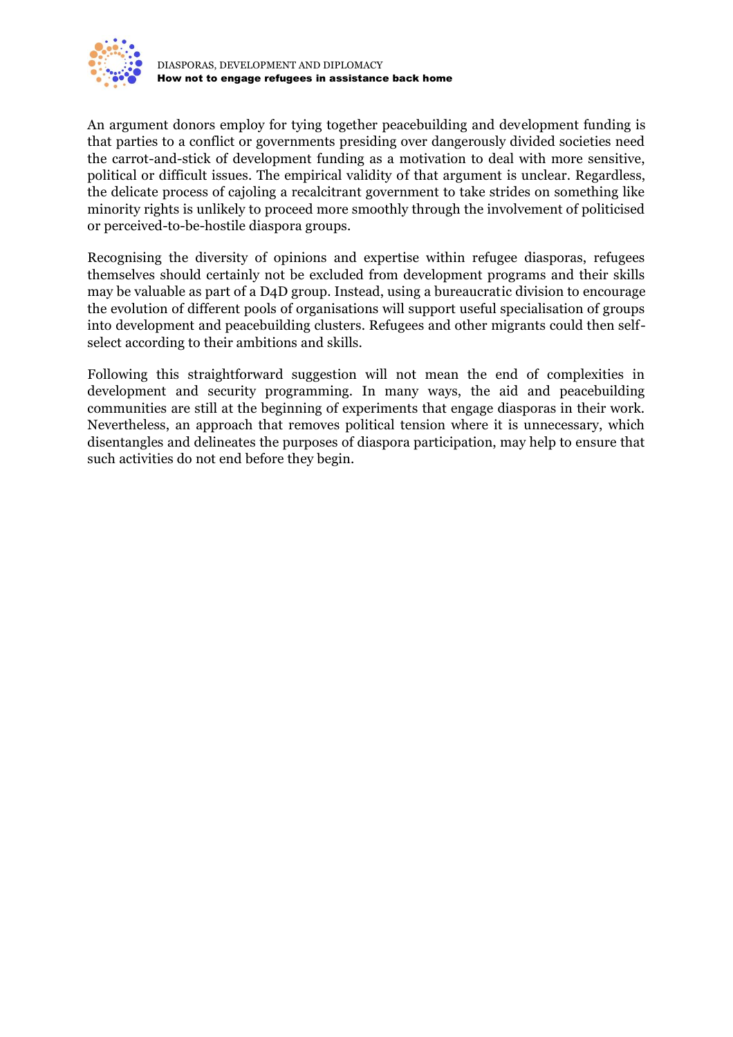An argument donors employ for tying together peacebuilding and development funding is that parties to a conflict or governments presiding over dangerously divided societies need the carrot-and-stick of development funding as a motivation to deal with more sensitive, political or difficult issues. The empirical validity of that argument is unclear. Regardless, the delicate process of cajoling a recalcitrant government to take strides on something like minority rights is unlikely to proceed more smoothly through the involvement of politicised or perceived-to-be-hostile diaspora groups.

Recognising the diversity of opinions and expertise within refugee diasporas, refugees themselves should certainly not be excluded from development programs and their skills may be valuable as part of a D4D group. Instead, using a bureaucratic division to encourage the evolution of different pools of organisations will support useful specialisation of groups into development and peacebuilding clusters. Refugees and other migrants could then self-select according to their ambitions and skills.

Following this straightforward suggestion will not mean the end of complexities in development and security programming. In many ways, the aid and peacebuilding communities are still at the beginning of experiments that engage diasporas in their work. Nevertheless, an approach that removes political tension where it is unnecessary, which disentangles and delineates the purposes of diaspora participation, may help to ensure that such activities do not end before they begin.